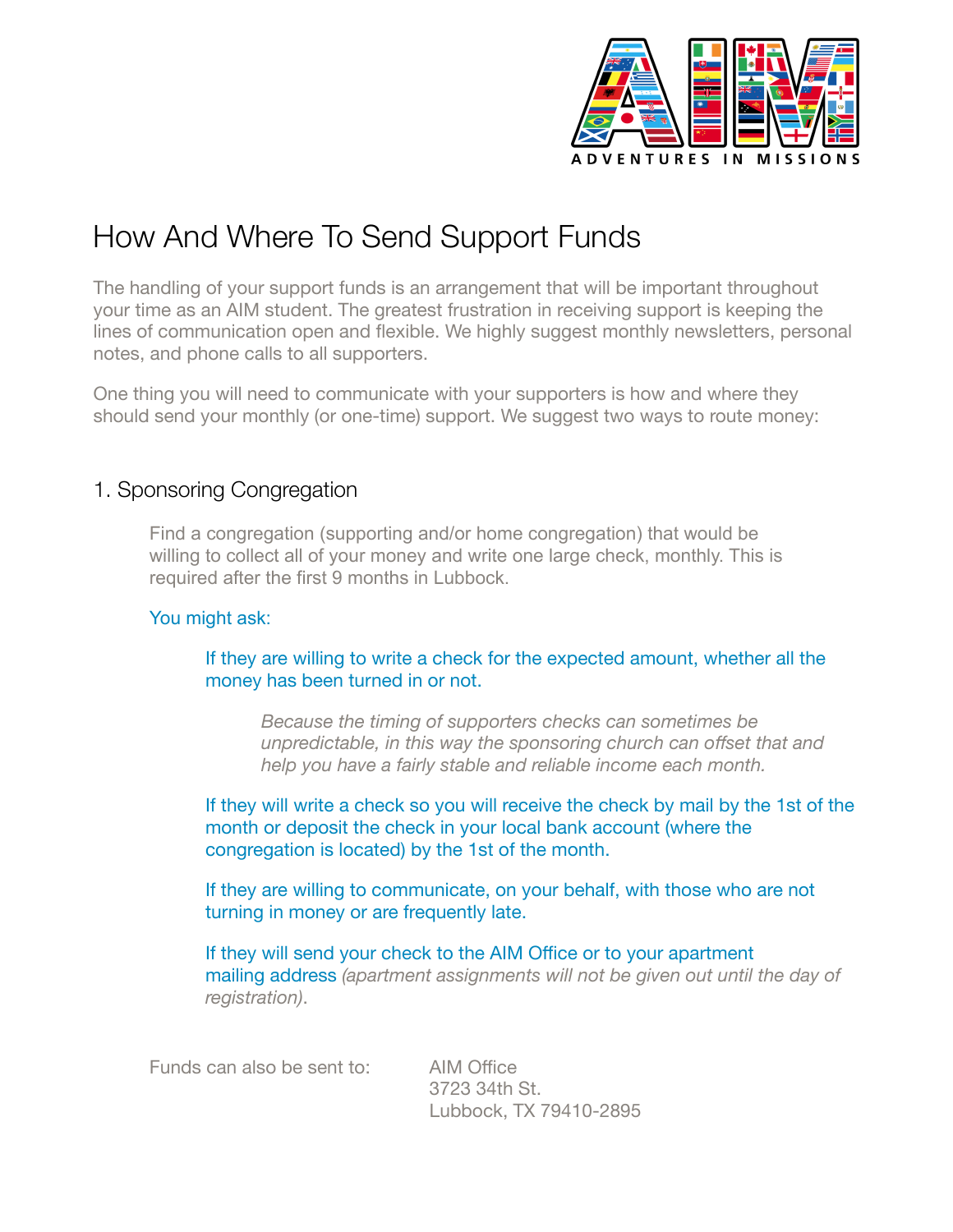# How And Where To Send Support Funds

The handling of your support funds is an arrangement that will be important throughout your time as an AIM student. The greatest frustration in receiving support is keeping the lines of communication open and flexible. We highly suggest monthly newsletters, personal notes, and phone calls to all supporters.

One thing you will need to communicate with your supporters is how and where they should send your monthly (or one-time) support. We suggest two ways to route money:

## 1. Sponsoring Congregation

Find a congregation (supporting and/or home congregation) that would be willing to collect all of your money and write one large check, monthly. This is required after the first 9 months in Lubbock.

You might ask:

If they are willing to write a check for the expected amount, whether all the money has been turned in or not.

*Because the timing of supporters checks can sometimes be unpredictable, in this way the sponsoring church can offset that and help you have a fairly stable and reliable income each month.*

If they will write a check so you will receive the check by mail by the 1st of the month or deposit the check in your local bank account (where the congregation is located) by the 1st of the month.

If they are willing to communicate, on your behalf, with those who are not turning in money or are frequently late.

If they will send your check to the AIM Office or to your apartment mailing address *(apartment assignments will not be given out until the day of registration)*.

Funds can also be sent to:

AIM Office
3723 34th St.
Lubbock, TX 79410-2895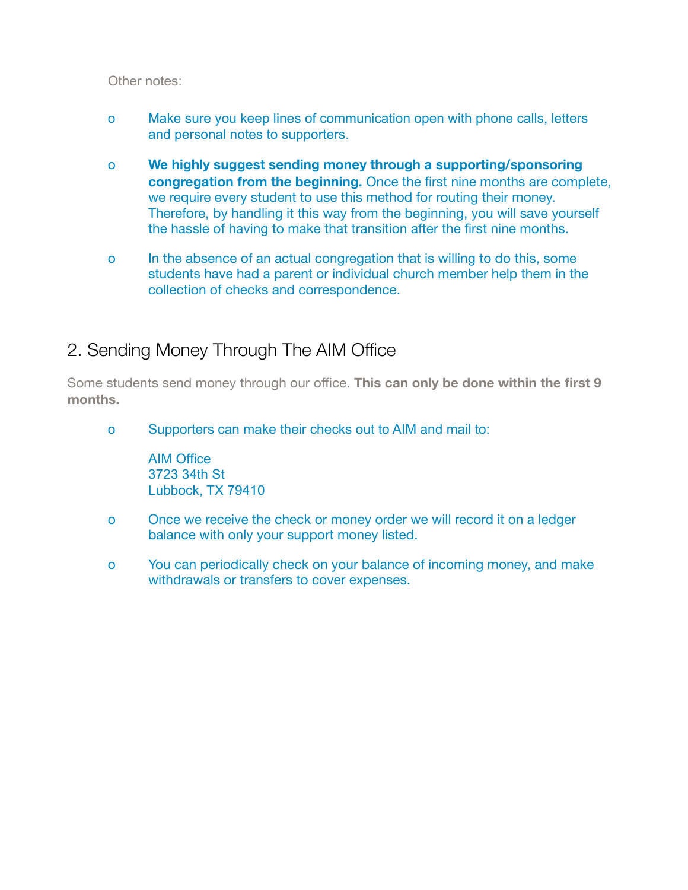Other notes:

- Make sure you keep lines of communication open with phone calls, letters and personal notes to supporters.
- **We highly suggest sending money through a supporting/sponsoring congregation from the beginning.** Once the first nine months are complete, we require every student to use this method for routing their money. Therefore, by handling it this way from the beginning, you will save yourself the hassle of having to make that transition after the first nine months.
- In the absence of an actual congregation that is willing to do this, some students have had a parent or individual church member help them in the collection of checks and correspondence.

## 2. Sending Money Through The AIM Office

Some students send money through our office. **This can only be done within the first 9 months.**

- Supporters can make their checks out to AIM and mail to:

  AIM Office  
  3723 34th St  
  Lubbock, TX 79410

- Once we receive the check or money order we will record it on a ledger balance with only your support money listed.
- You can periodically check on your balance of incoming money, and make withdrawals or transfers to cover expenses.